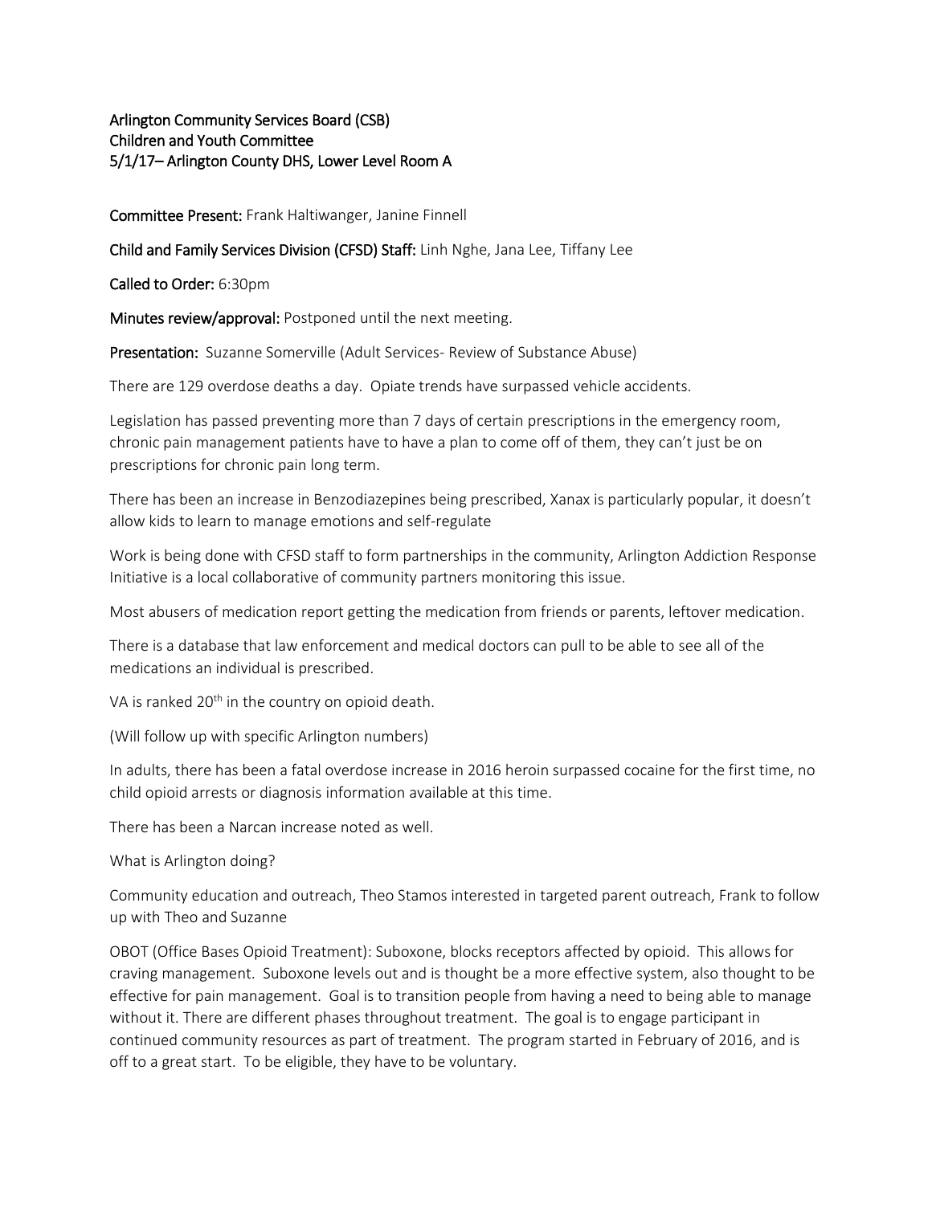**Arlington Community Services Board (CSB)**
**Children and Youth Committee**
**5/1/17– Arlington County DHS, Lower Level Room A**

**Committee Present:** Frank Haltiwanger, Janine Finnell

**Child and Family Services Division (CFSD) Staff:** Linh Nghe, Jana Lee, Tiffany Lee

**Called to Order:** 6:30pm

**Minutes review/approval:** Postponed until the next meeting.

**Presentation:** Suzanne Somerville (Adult Services- Review of Substance Abuse)

There are 129 overdose deaths a day. Opiate trends have surpassed vehicle accidents.

Legislation has passed preventing more than 7 days of certain prescriptions in the emergency room, chronic pain management patients have to have a plan to come off of them, they can't just be on prescriptions for chronic pain long term.

There has been an increase in Benzodiazepines being prescribed, Xanax is particularly popular, it doesn't allow kids to learn to manage emotions and self-regulate

Work is being done with CFSD staff to form partnerships in the community, Arlington Addiction Response Initiative is a local collaborative of community partners monitoring this issue.

Most abusers of medication report getting the medication from friends or parents, leftover medication.

There is a database that law enforcement and medical doctors can pull to be able to see all of the medications an individual is prescribed.

VA is ranked 20th in the country on opioid death.

(Will follow up with specific Arlington numbers)

In adults, there has been a fatal overdose increase in 2016 heroin surpassed cocaine for the first time, no child opioid arrests or diagnosis information available at this time.

There has been a Narcan increase noted as well.

What is Arlington doing?

Community education and outreach, Theo Stamos interested in targeted parent outreach, Frank to follow up with Theo and Suzanne

OBOT (Office Bases Opioid Treatment): Suboxone, blocks receptors affected by opioid. This allows for craving management. Suboxone levels out and is thought be a more effective system, also thought to be effective for pain management. Goal is to transition people from having a need to being able to manage without it. There are different phases throughout treatment. The goal is to engage participant in continued community resources as part of treatment. The program started in February of 2016, and is off to a great start. To be eligible, they have to be voluntary.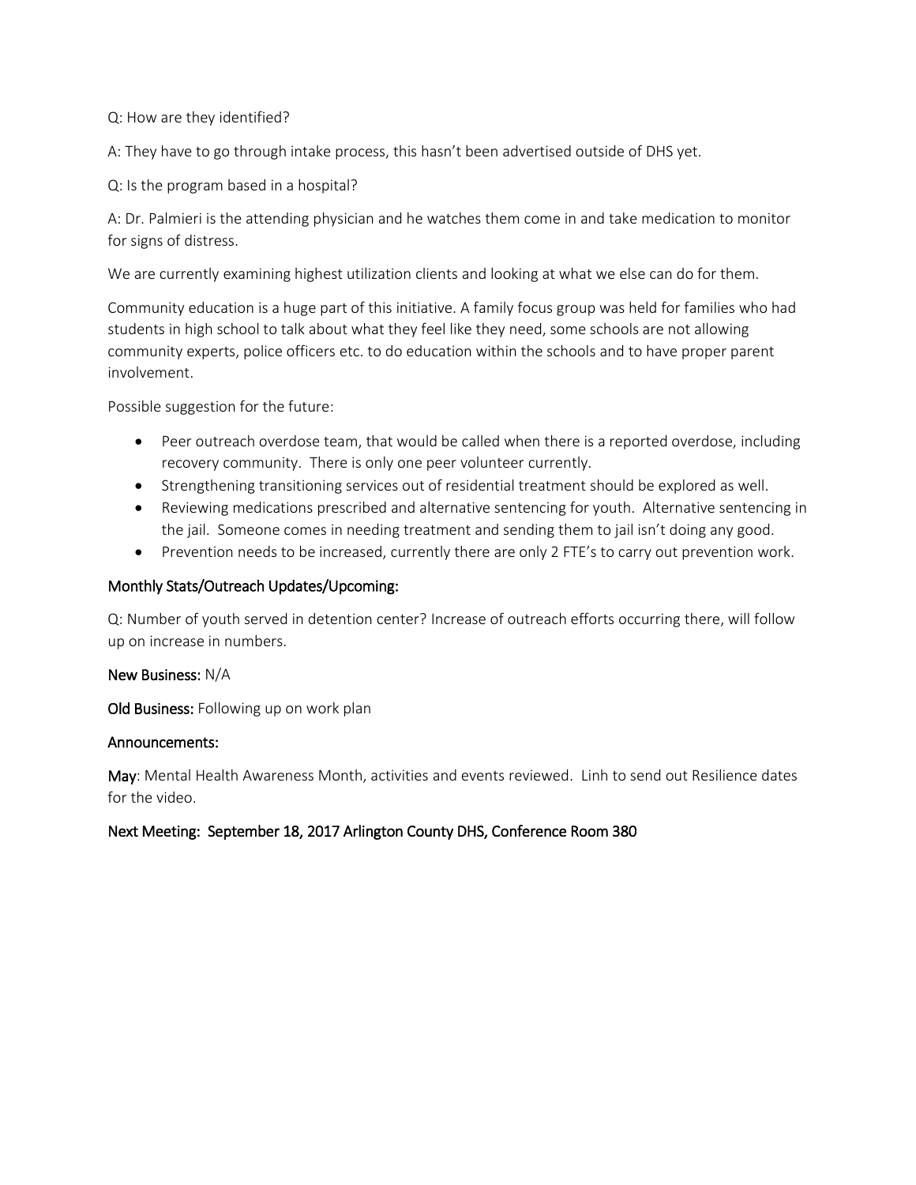Q: How are they identified?

A: They have to go through intake process, this hasn't been advertised outside of DHS yet.

Q: Is the program based in a hospital?

A: Dr. Palmieri is the attending physician and he watches them come in and take medication to monitor for signs of distress.

We are currently examining highest utilization clients and looking at what we else can do for them.

Community education is a huge part of this initiative. A family focus group was held for families who had students in high school to talk about what they feel like they need, some schools are not allowing community experts, police officers etc. to do education within the schools and to have proper parent involvement.

Possible suggestion for the future:

- Peer outreach overdose team, that would be called when there is a reported overdose, including recovery community. There is only one peer volunteer currently.
- Strengthening transitioning services out of residential treatment should be explored as well.
- Reviewing medications prescribed and alternative sentencing for youth. Alternative sentencing in the jail. Someone comes in needing treatment and sending them to jail isn't doing any good.
- Prevention needs to be increased, currently there are only 2 FTE's to carry out prevention work.

**Monthly Stats/Outreach Updates/Upcoming:**

Q: Number of youth served in detention center? Increase of outreach efforts occurring there, will follow up on increase in numbers.

**New Business:** N/A

**Old Business:** Following up on work plan

**Announcements:**

**May**: Mental Health Awareness Month, activities and events reviewed. Linh to send out Resilience dates for the video.

**Next Meeting: September 18, 2017 Arlington County DHS, Conference Room 380**